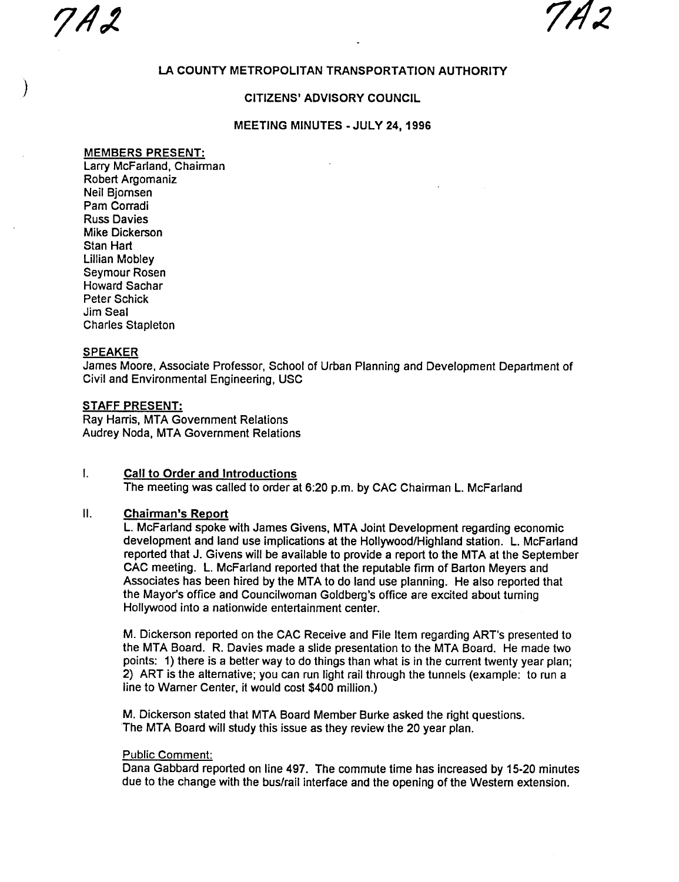7A2

LA COUNTY METROPOLITAN TRANSPORTATION AUTHORITY

CITIZENS' ADVISORY COUNCIL

MEETING MINUTES - JULY 24, 1996

**MEMBERS PRESENT:**
Larry McFarland, Chairman
Robert Argomaniz
Neil Bjornsen
Pam Corradi
Russ Davies
Mike Dickerson
Stan Hart
Lillian Mobley
Seymour Rosen
Howard Sachar
Peter Schick
Jim Seal
Charles Stapleton

**SPEAKER**
James Moore, Associate Professor, School of Urban Planning and Development Department of Civil and Environmental Engineering, USC

**STAFF PRESENT:**
Ray Harris, MTA Government Relations
Audrey Noda, MTA Government Relations

I. **Call to Order and Introductions**
The meeting was called to order at 6:20 p.m. by CAC Chairman L. McFarland

II. **Chairman's Report**
L. McFarland spoke with James Givens, MTA Joint Development regarding economic development and land use implications at the Hollywood/Highland station. L. McFarland reported that J. Givens will be available to provide a report to the MTA at the September CAC meeting. L. McFarland reported that the reputable firm of Barton Meyers and Associates has been hired by the MTA to do land use planning. He also reported that the Mayor's office and Councilwoman Goldberg's office are excited about turning Hollywood into a nationwide entertainment center.

M. Dickerson reported on the CAC Receive and File Item regarding ART's presented to the MTA Board. R. Davies made a slide presentation to the MTA Board. He made two points: 1) there is a better way to do things than what is in the current twenty year plan; 2) ART is the alternative; you can run light rail through the tunnels (example: to run a line to Warner Center, it would cost $400 million.)

M. Dickerson stated that MTA Board Member Burke asked the right questions. The MTA Board will study this issue as they review the 20 year plan.

Public Comment:
Dana Gabbard reported on line 497. The commute time has increased by 15-20 minutes due to the change with the bus/rail interface and the opening of the Western extension.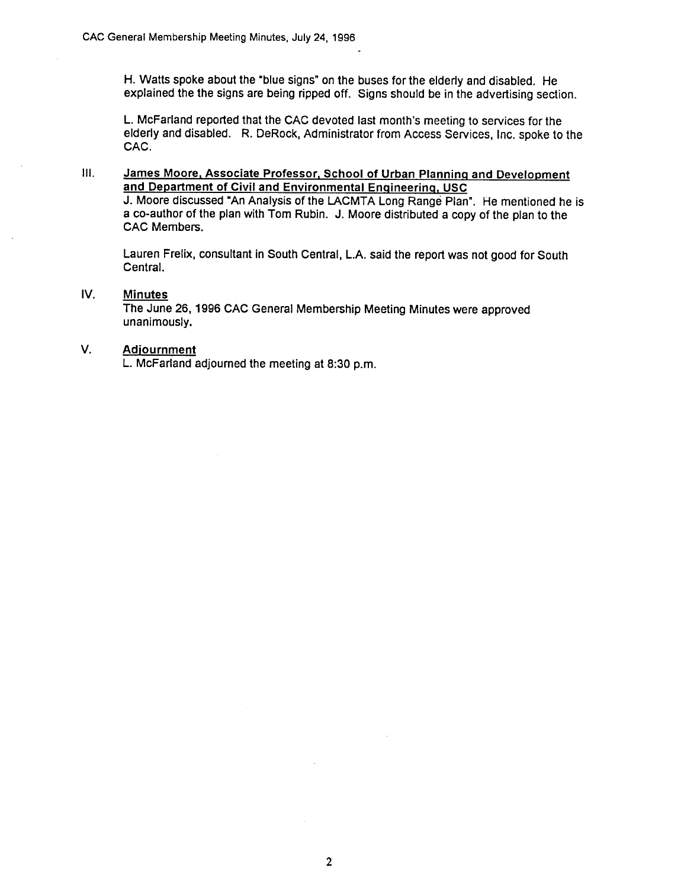H. Watts spoke about the "blue signs" on the buses for the elderly and disabled. He explained the the signs are being ripped off. Signs should be in the advertising section.

L. McFarland reported that the CAC devoted last month's meeting to services for the elderly and disabled. R. DeRock, Administrator from Access Services, Inc. spoke to the CAC.

III. **James Moore, Associate Professor, School of Urban Planning and Development and Department of Civil and Environmental Engineering, USC**

J. Moore discussed "An Analysis of the LACMTA Long Range Plan". He mentioned he is a co-author of the plan with Tom Rubin. J. Moore distributed a copy of the plan to the CAC Members.

Lauren Frelix, consultant in South Central, L.A. said the report was not good for South Central.

IV. **Minutes**

The June 26, 1996 CAC General Membership Meeting Minutes were approved unanimously.

V. **Adjournment**

L. McFarland adjourned the meeting at 8:30 p.m.